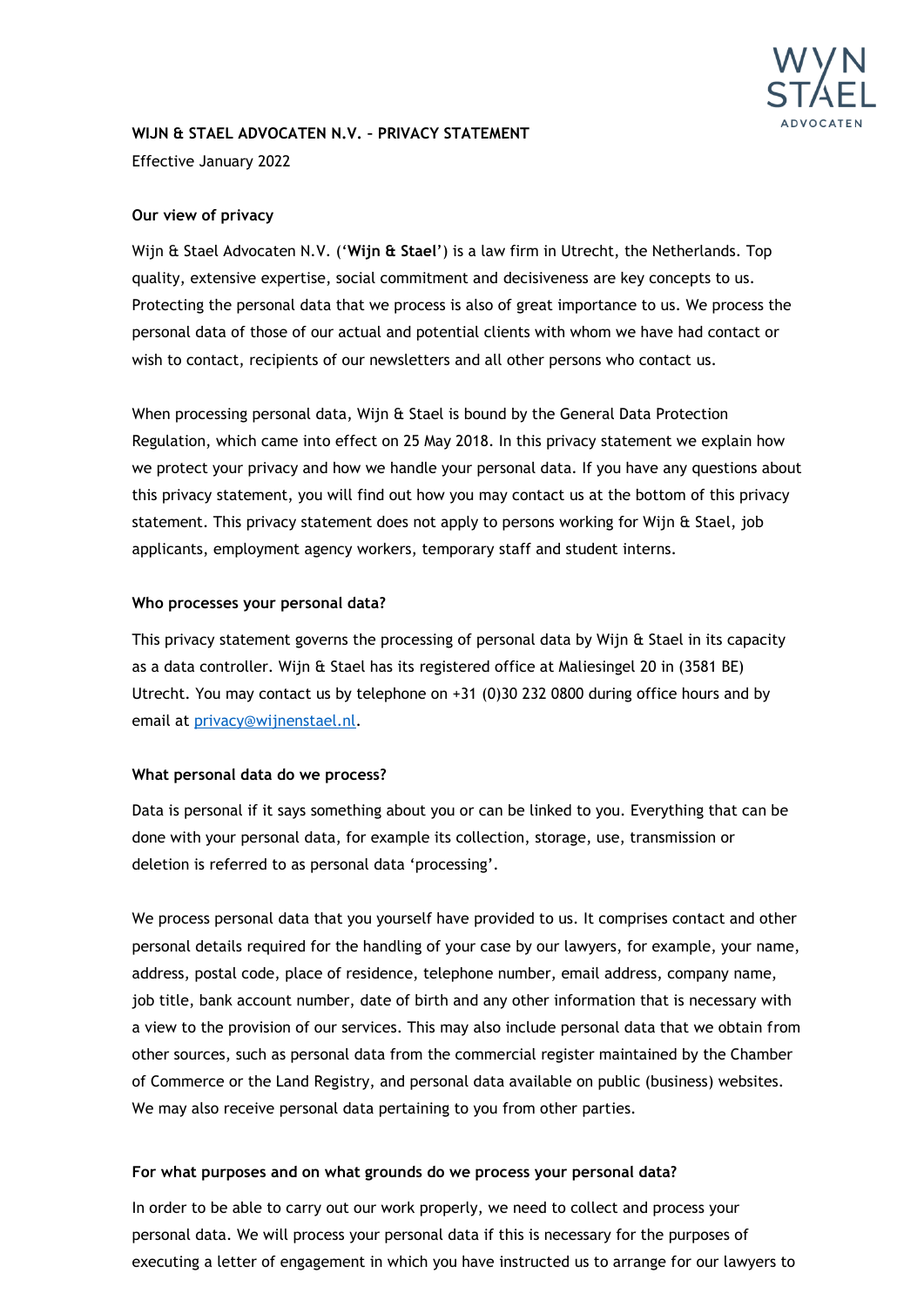**WIJN & STAEL ADVOCATEN N.V. – PRIVACY STATEMENT**

Effective January 2022

**Our view of privacy**

Wijn & Stael Advocaten N.V. ('**Wijn & Stael**') is a law firm in Utrecht, the Netherlands. Top quality, extensive expertise, social commitment and decisiveness are key concepts to us. Protecting the personal data that we process is also of great importance to us. We process the personal data of those of our actual and potential clients with whom we have had contact or wish to contact, recipients of our newsletters and all other persons who contact us.

When processing personal data, Wijn & Stael is bound by the General Data Protection Regulation, which came into effect on 25 May 2018. In this privacy statement we explain how we protect your privacy and how we handle your personal data. If you have any questions about this privacy statement, you will find out how you may contact us at the bottom of this privacy statement. This privacy statement does not apply to persons working for Wijn & Stael, job applicants, employment agency workers, temporary staff and student interns.

**Who processes your personal data?**

This privacy statement governs the processing of personal data by Wijn & Stael in its capacity as a data controller. Wijn & Stael has its registered office at Maliesingel 20 in (3581 BE) Utrecht. You may contact us by telephone on +31 (0)30 232 0800 during office hours and by email at privacy@wijnenstael.nl.

**What personal data do we process?**

Data is personal if it says something about you or can be linked to you. Everything that can be done with your personal data, for example its collection, storage, use, transmission or deletion is referred to as personal data 'processing'.

We process personal data that you yourself have provided to us. It comprises contact and other personal details required for the handling of your case by our lawyers, for example, your name, address, postal code, place of residence, telephone number, email address, company name, job title, bank account number, date of birth and any other information that is necessary with a view to the provision of our services. This may also include personal data that we obtain from other sources, such as personal data from the commercial register maintained by the Chamber of Commerce or the Land Registry, and personal data available on public (business) websites. We may also receive personal data pertaining to you from other parties.

**For what purposes and on what grounds do we process your personal data?**

In order to be able to carry out our work properly, we need to collect and process your personal data. We will process your personal data if this is necessary for the purposes of executing a letter of engagement in which you have instructed us to arrange for our lawyers to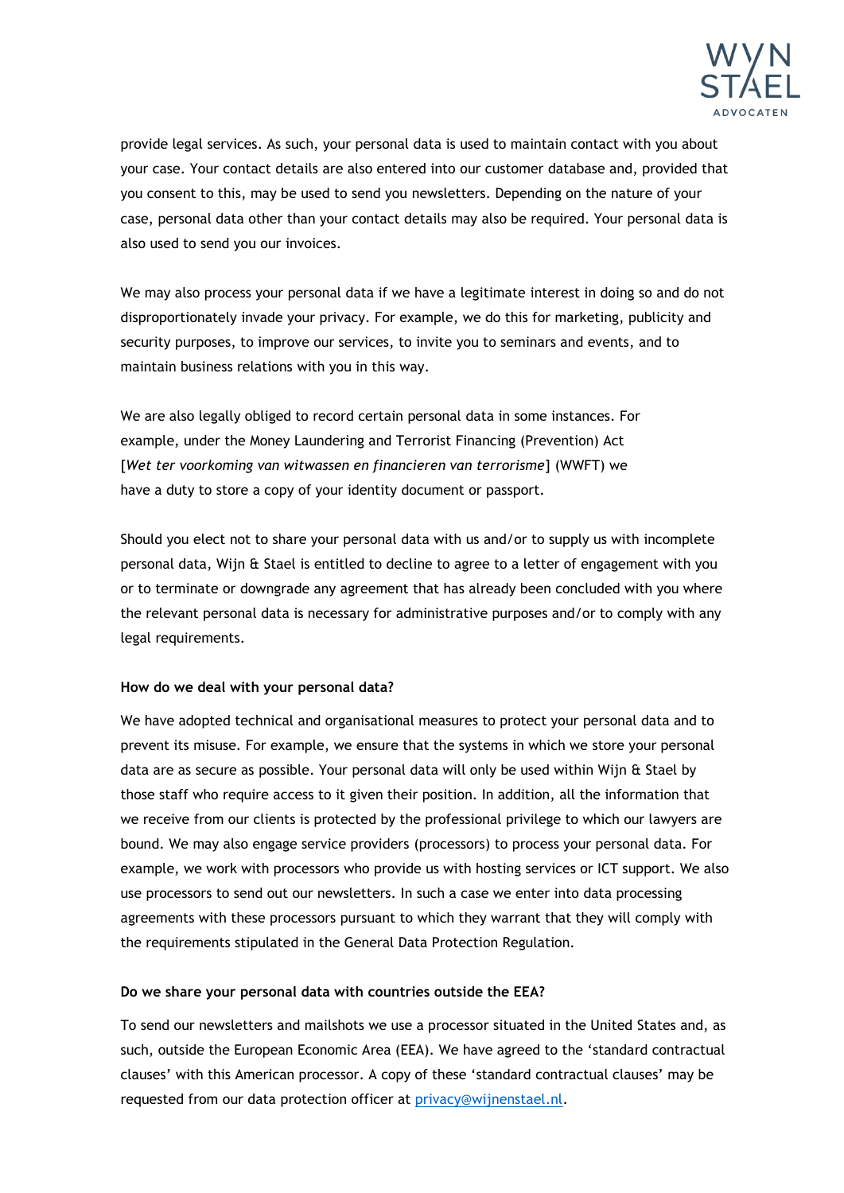provide legal services. As such, your personal data is used to maintain contact with you about your case. Your contact details are also entered into our customer database and, provided that you consent to this, may be used to send you newsletters. Depending on the nature of your case, personal data other than your contact details may also be required. Your personal data is also used to send you our invoices.

We may also process your personal data if we have a legitimate interest in doing so and do not disproportionately invade your privacy. For example, we do this for marketing, publicity and security purposes, to improve our services, to invite you to seminars and events, and to maintain business relations with you in this way.

We are also legally obliged to record certain personal data in some instances. For example, under the Money Laundering and Terrorist Financing (Prevention) Act [*Wet ter voorkoming van witwassen en financieren van terrorisme*] (WWFT) we have a duty to store a copy of your identity document or passport.

Should you elect not to share your personal data with us and/or to supply us with incomplete personal data, Wijn & Stael is entitled to decline to agree to a letter of engagement with you or to terminate or downgrade any agreement that has already been concluded with you where the relevant personal data is necessary for administrative purposes and/or to comply with any legal requirements.

**How do we deal with your personal data?**

We have adopted technical and organisational measures to protect your personal data and to prevent its misuse. For example, we ensure that the systems in which we store your personal data are as secure as possible. Your personal data will only be used within Wijn & Stael by those staff who require access to it given their position. In addition, all the information that we receive from our clients is protected by the professional privilege to which our lawyers are bound. We may also engage service providers (processors) to process your personal data. For example, we work with processors who provide us with hosting services or ICT support. We also use processors to send out our newsletters. In such a case we enter into data processing agreements with these processors pursuant to which they warrant that they will comply with the requirements stipulated in the General Data Protection Regulation.

**Do we share your personal data with countries outside the EEA?**

To send our newsletters and mailshots we use a processor situated in the United States and, as such, outside the European Economic Area (EEA). We have agreed to the 'standard contractual clauses' with this American processor. A copy of these 'standard contractual clauses' may be requested from our data protection officer at privacy@wijnenstael.nl.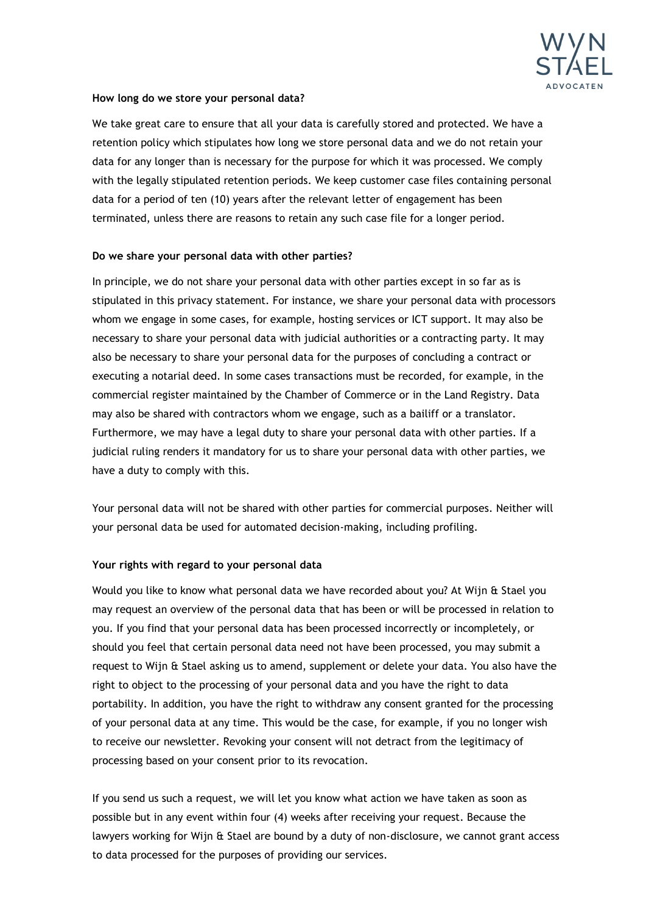**How long do we store your personal data?**

We take great care to ensure that all your data is carefully stored and protected. We have a retention policy which stipulates how long we store personal data and we do not retain your data for any longer than is necessary for the purpose for which it was processed. We comply with the legally stipulated retention periods. We keep customer case files containing personal data for a period of ten (10) years after the relevant letter of engagement has been terminated, unless there are reasons to retain any such case file for a longer period.

**Do we share your personal data with other parties?**

In principle, we do not share your personal data with other parties except in so far as is stipulated in this privacy statement. For instance, we share your personal data with processors whom we engage in some cases, for example, hosting services or ICT support. It may also be necessary to share your personal data with judicial authorities or a contracting party. It may also be necessary to share your personal data for the purposes of concluding a contract or executing a notarial deed. In some cases transactions must be recorded, for example, in the commercial register maintained by the Chamber of Commerce or in the Land Registry. Data may also be shared with contractors whom we engage, such as a bailiff or a translator. Furthermore, we may have a legal duty to share your personal data with other parties. If a judicial ruling renders it mandatory for us to share your personal data with other parties, we have a duty to comply with this.

Your personal data will not be shared with other parties for commercial purposes. Neither will your personal data be used for automated decision-making, including profiling.

**Your rights with regard to your personal data**

Would you like to know what personal data we have recorded about you? At Wijn & Stael you may request an overview of the personal data that has been or will be processed in relation to you. If you find that your personal data has been processed incorrectly or incompletely, or should you feel that certain personal data need not have been processed, you may submit a request to Wijn & Stael asking us to amend, supplement or delete your data. You also have the right to object to the processing of your personal data and you have the right to data portability. In addition, you have the right to withdraw any consent granted for the processing of your personal data at any time. This would be the case, for example, if you no longer wish to receive our newsletter. Revoking your consent will not detract from the legitimacy of processing based on your consent prior to its revocation.

If you send us such a request, we will let you know what action we have taken as soon as possible but in any event within four (4) weeks after receiving your request. Because the lawyers working for Wijn & Stael are bound by a duty of non-disclosure, we cannot grant access to data processed for the purposes of providing our services.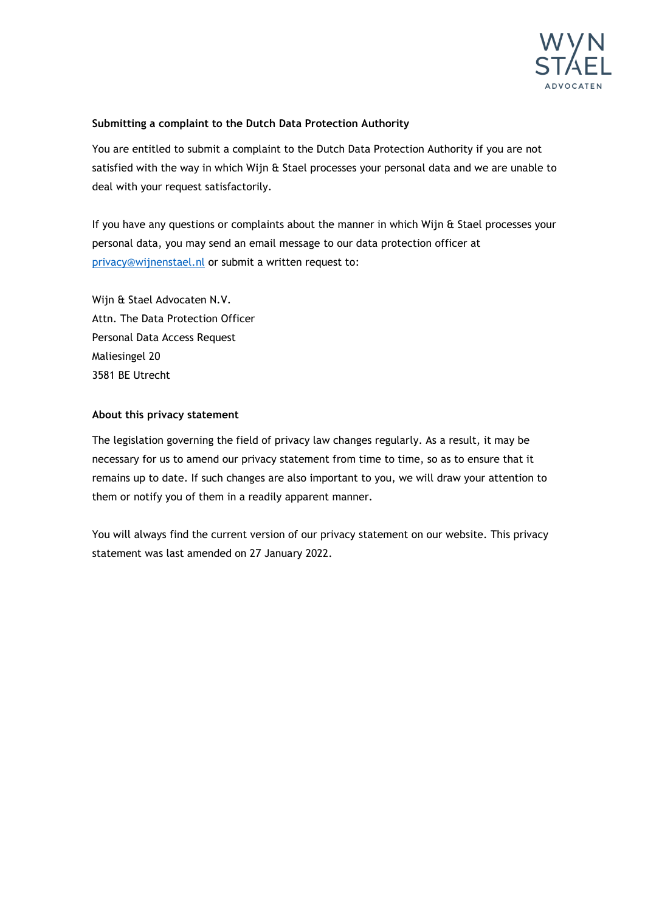**Submitting a complaint to the Dutch Data Protection Authority**

You are entitled to submit a complaint to the Dutch Data Protection Authority if you are not satisfied with the way in which Wijn & Stael processes your personal data and we are unable to deal with your request satisfactorily.

If you have any questions or complaints about the manner in which Wijn & Stael processes your personal data, you may send an email message to our data protection officer at privacy@wijnenstael.nl or submit a written request to:

Wijn & Stael Advocaten N.V.  
Attn. The Data Protection Officer  
Personal Data Access Request  
Maliesingel 20  
3581 BE Utrecht

**About this privacy statement**

The legislation governing the field of privacy law changes regularly. As a result, it may be necessary for us to amend our privacy statement from time to time, so as to ensure that it remains up to date. If such changes are also important to you, we will draw your attention to them or notify you of them in a readily apparent manner.

You will always find the current version of our privacy statement on our website. This privacy statement was last amended on 27 January 2022.